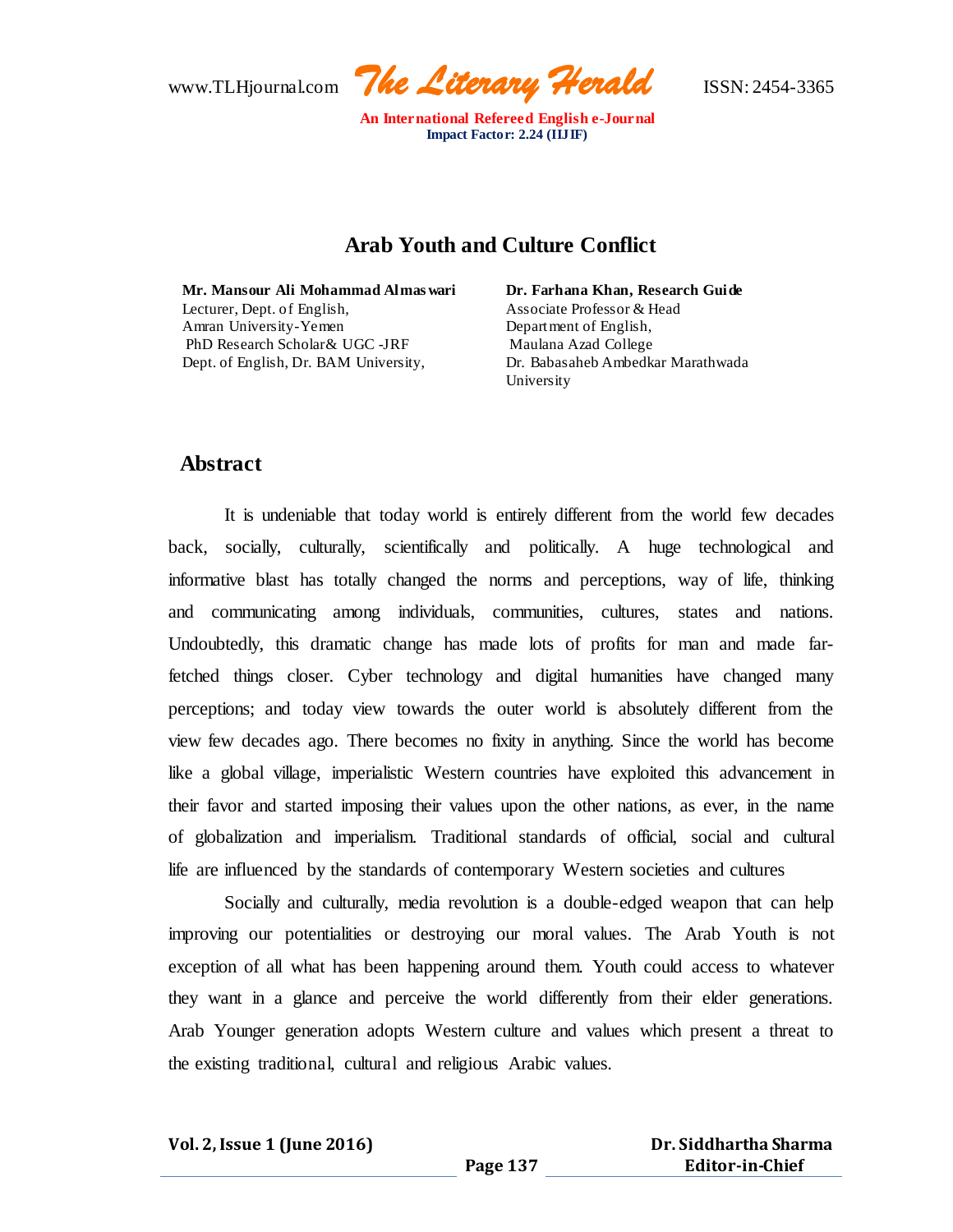# Arab Youth and Culture Conflict

**Mr. Mansour Ali Mohammad Almaswari**
Lecturer, Dept. of English,
Amran University-Yemen
PhD Research Scholar& UGC -JRF
Dept. of English, Dr. BAM University,

**Dr. Farhana Khan, Research Guide**
Associate Professor & Head
Department of English,
Maulana Azad College
Dr. Babasaheb Ambedkar Marathwada University

## Abstract

It is undeniable that today world is entirely different from the world few decades back, socially, culturally, scientifically and politically. A huge technological and informative blast has totally changed the norms and perceptions, way of life, thinking and communicating among individuals, communities, cultures, states and nations. Undoubtedly, this dramatic change has made lots of profits for man and made far-fetched things closer. Cyber technology and digital humanities have changed many perceptions; and today view towards the outer world is absolutely different from the view few decades ago. There becomes no fixity in anything. Since the world has become like a global village, imperialistic Western countries have exploited this advancement in their favor and started imposing their values upon the other nations, as ever, in the name of globalization and imperialism. Traditional standards of official, social and cultural life are influenced by the standards of contemporary Western societies and cultures

Socially and culturally, media revolution is a double-edged weapon that can help improving our potentialities or destroying our moral values. The Arab Youth is not exception of all what has been happening around them. Youth could access to whatever they want in a glance and perceive the world differently from their elder generations. Arab Younger generation adopts Western culture and values which present a threat to the existing traditional, cultural and religious Arabic values.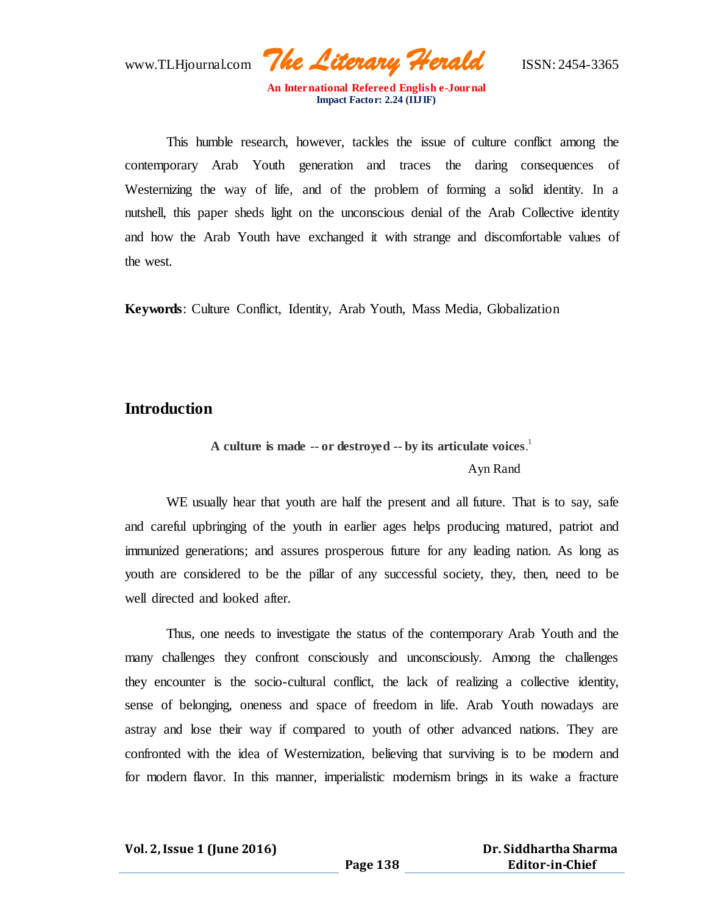This humble research, however, tackles the issue of culture conflict among the contemporary Arab Youth generation and traces the daring consequences of Westernizing the way of life, and of the problem of forming a solid identity. In a nutshell, this paper sheds light on the unconscious denial of the Arab Collective identity and how the Arab Youth have exchanged it with strange and discomfortable values of the west.

**Keywords**: Culture Conflict, Identity, Arab Youth, Mass Media, Globalization

## Introduction

**A culture is made -- or destroyed -- by its articulate voices**.[1]

Ayn Rand

WE usually hear that youth are half the present and all future. That is to say, safe and careful upbringing of the youth in earlier ages helps producing matured, patriot and immunized generations; and assures prosperous future for any leading nation. As long as youth are considered to be the pillar of any successful society, they, then, need to be well directed and looked after.

Thus, one needs to investigate the status of the contemporary Arab Youth and the many challenges they confront consciously and unconsciously. Among the challenges they encounter is the socio-cultural conflict, the lack of realizing a collective identity, sense of belonging, oneness and space of freedom in life. Arab Youth nowadays are astray and lose their way if compared to youth of other advanced nations. They are confronted with the idea of Westernization, believing that surviving is to be modern and for modern flavor. In this manner, imperialistic modernism brings in its wake a fracture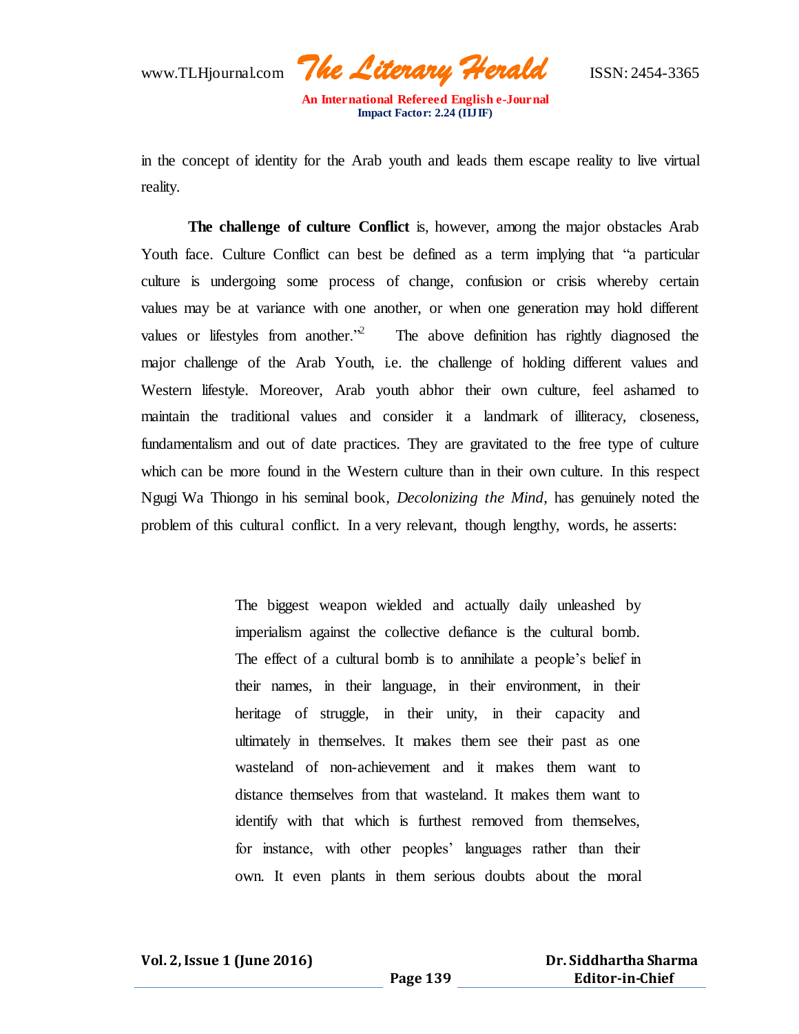in the concept of identity for the Arab youth and leads them escape reality to live virtual reality.

**The challenge of culture Conflict** is, however, among the major obstacles Arab Youth face. Culture Conflict can best be defined as a term implying that "a particular culture is undergoing some process of change, confusion or crisis whereby certain values may be at variance with one another, or when one generation may hold different values or lifestyles from another."[2] The above definition has rightly diagnosed the major challenge of the Arab Youth, i.e. the challenge of holding different values and Western lifestyle. Moreover, Arab youth abhor their own culture, feel ashamed to maintain the traditional values and consider it a landmark of illiteracy, closeness, fundamentalism and out of date practices. They are gravitated to the free type of culture which can be more found in the Western culture than in their own culture. In this respect Ngugi Wa Thiongo in his seminal book, *Decolonizing the Mind*, has genuinely noted the problem of this cultural conflict. In a very relevant, though lengthy, words, he asserts:

> The biggest weapon wielded and actually daily unleashed by imperialism against the collective defiance is the cultural bomb. The effect of a cultural bomb is to annihilate a people's belief in their names, in their language, in their environment, in their heritage of struggle, in their unity, in their capacity and ultimately in themselves. It makes them see their past as one wasteland of non-achievement and it makes them want to distance themselves from that wasteland. It makes them want to identify with that which is furthest removed from themselves, for instance, with other peoples' languages rather than their own. It even plants in them serious doubts about the moral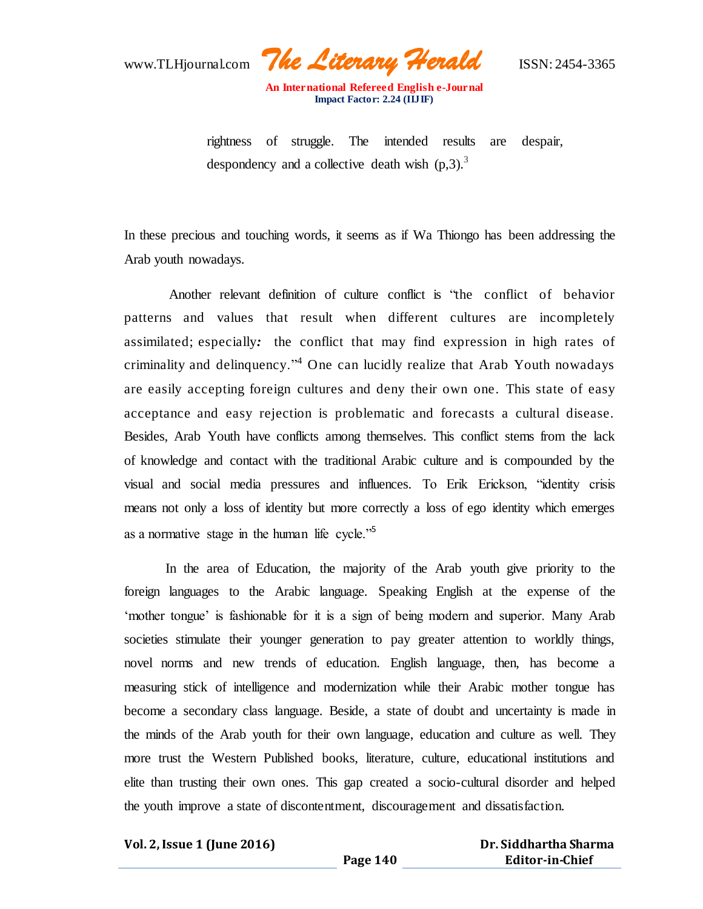> rightness of struggle. The intended results are despair, despondency and a collective death wish (p,3).[3]

In these precious and touching words, it seems as if Wa Thiongo has been addressing the Arab youth nowadays.

Another relevant definition of culture conflict is "the conflict of behavior patterns and values that result when different cultures are incompletely assimilated; especially*:* the conflict that may find expression in high rates of criminality and delinquency."[4] One can lucidly realize that Arab Youth nowadays are easily accepting foreign cultures and deny their own one. This state of easy acceptance and easy rejection is problematic and forecasts a cultural disease. Besides, Arab Youth have conflicts among themselves. This conflict stems from the lack of knowledge and contact with the traditional Arabic culture and is compounded by the visual and social media pressures and influences. To Erik Erickson, "identity crisis means not only a loss of identity but more correctly a loss of ego identity which emerges as a normative stage in the human life cycle."[5]

In the area of Education, the majority of the Arab youth give priority to the foreign languages to the Arabic language. Speaking English at the expense of the 'mother tongue' is fashionable for it is a sign of being modern and superior. Many Arab societies stimulate their younger generation to pay greater attention to worldly things, novel norms and new trends of education. English language, then, has become a measuring stick of intelligence and modernization while their Arabic mother tongue has become a secondary class language. Beside, a state of doubt and uncertainty is made in the minds of the Arab youth for their own language, education and culture as well. They more trust the Western Published books, literature, culture, educational institutions and elite than trusting their own ones. This gap created a socio-cultural disorder and helped the youth improve a state of discontentment, discouragement and dissatisfaction.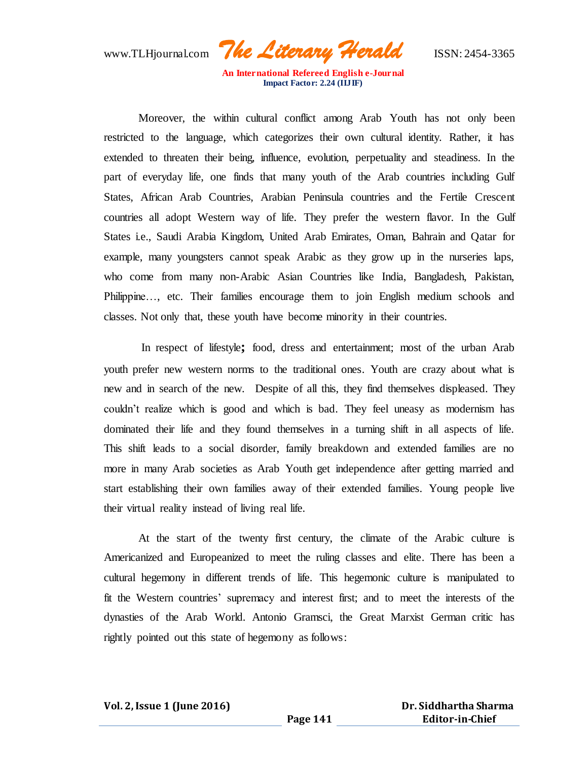Moreover, the within cultural conflict among Arab Youth has not only been restricted to the language, which categorizes their own cultural identity. Rather, it has extended to threaten their being, influence, evolution, perpetuality and steadiness. In the part of everyday life, one finds that many youth of the Arab countries including Gulf States, African Arab Countries, Arabian Peninsula countries and the Fertile Crescent countries all adopt Western way of life. They prefer the western flavor. In the Gulf States i.e., Saudi Arabia Kingdom, United Arab Emirates, Oman, Bahrain and Qatar for example, many youngsters cannot speak Arabic as they grow up in the nurseries laps, who come from many non-Arabic Asian Countries like India, Bangladesh, Pakistan, Philippine…, etc. Their families encourage them to join English medium schools and classes. Not only that, these youth have become minority in their countries.

In respect of lifestyle**;** food, dress and entertainment; most of the urban Arab youth prefer new western norms to the traditional ones. Youth are crazy about what is new and in search of the new. Despite of all this, they find themselves displeased. They couldn't realize which is good and which is bad. They feel uneasy as modernism has dominated their life and they found themselves in a turning shift in all aspects of life. This shift leads to a social disorder, family breakdown and extended families are no more in many Arab societies as Arab Youth get independence after getting married and start establishing their own families away of their extended families. Young people live their virtual reality instead of living real life.

At the start of the twenty first century, the climate of the Arabic culture is Americanized and Europeanized to meet the ruling classes and elite. There has been a cultural hegemony in different trends of life. This hegemonic culture is manipulated to fit the Western countries' supremacy and interest first; and to meet the interests of the dynasties of the Arab World. Antonio Gramsci, the Great Marxist German critic has rightly pointed out this state of hegemony as follows: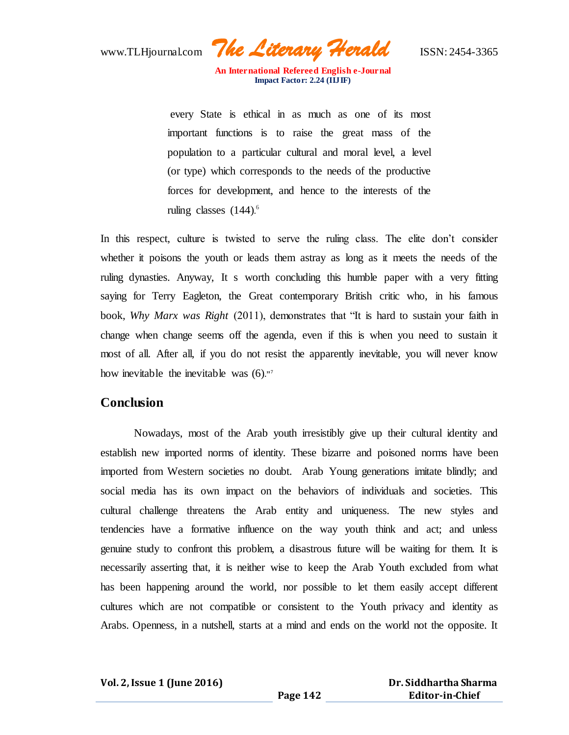> every State is ethical in as much as one of its most important functions is to raise the great mass of the population to a particular cultural and moral level, a level (or type) which corresponds to the needs of the productive forces for development, and hence to the interests of the ruling classes (144).[6]

In this respect, culture is twisted to serve the ruling class. The elite don't consider whether it poisons the youth or leads them astray as long as it meets the needs of the ruling dynasties. Anyway, It s worth concluding this humble paper with a very fitting saying for Terry Eagleton, the Great contemporary British critic who, in his famous book, *Why Marx was Right* (2011), demonstrates that "It is hard to sustain your faith in change when change seems off the agenda, even if this is when you need to sustain it most of all. After all, if you do not resist the apparently inevitable, you will never know how inevitable the inevitable was (6)."[7]

## Conclusion

Nowadays, most of the Arab youth irresistibly give up their cultural identity and establish new imported norms of identity. These bizarre and poisoned norms have been imported from Western societies no doubt. Arab Young generations imitate blindly; and social media has its own impact on the behaviors of individuals and societies. This cultural challenge threatens the Arab entity and uniqueness. The new styles and tendencies have a formative influence on the way youth think and act; and unless genuine study to confront this problem, a disastrous future will be waiting for them. It is necessarily asserting that, it is neither wise to keep the Arab Youth excluded from what has been happening around the world, nor possible to let them easily accept different cultures which are not compatible or consistent to the Youth privacy and identity as Arabs. Openness, in a nutshell, starts at a mind and ends on the world not the opposite. It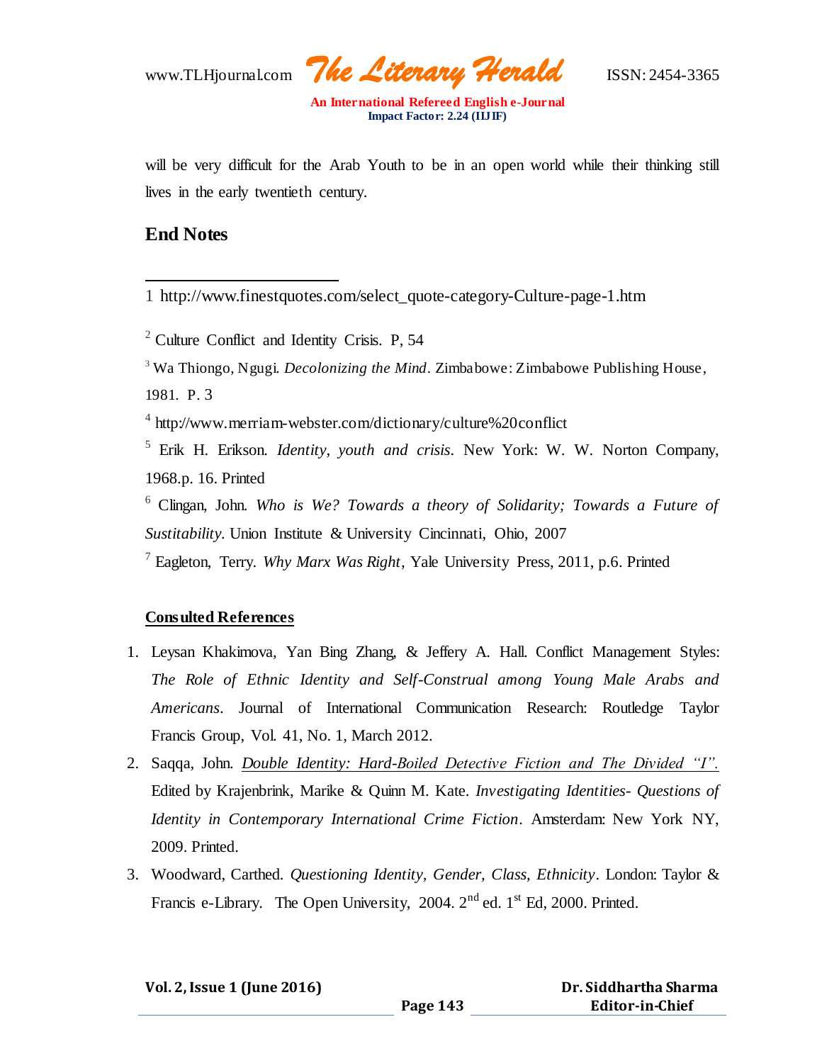will be very difficult for the Arab Youth to be in an open world while their thinking still lives in the early twentieth century.

## End Notes

1 http://www.finestquotes.com/select_quote-category-Culture-page-1.htm

[2] Culture Conflict and Identity Crisis. P, 54

[3] Wa Thiongo, Ngugi. *Decolonizing the Mind*. Zimbabowe: Zimbabowe Publishing House, 1981. P. 3

[4] http://www.merriam-webster.com/dictionary/culture%20conflict

[5] Erik H. Erikson. *Identity, youth and crisis*. New York: W. W. Norton Company, 1968.p. 16. Printed

[6] Clingan, John. *Who is We? Towards a theory of Solidarity; Towards a Future of Sustitability*. Union Institute & University Cincinnati, Ohio, 2007

[7] Eagleton, Terry. *Why Marx Was Right,* Yale University Press, 2011, p.6. Printed

**<u>Consulted References</u>**

1. Leysan Khakimova, Yan Bing Zhang, & Jeffery A. Hall. Conflict Management Styles: *The Role of Ethnic Identity and Self-Construal among Young Male Arabs and Americans*. Journal of International Communication Research: Routledge Taylor Francis Group, Vol. 41, No. 1, March 2012.
2. Saqqa, John. *<u>Double Identity: Hard-Boiled Detective Fiction and The Divided "I".</u>* Edited by Krajenbrink, Marike & Quinn M. Kate. *Investigating Identities- Questions of Identity in Contemporary International Crime Fiction*. Amsterdam: New York NY, 2009. Printed.
3. Woodward, Carthed. *Questioning Identity, Gender, Class, Ethnicity*. London: Taylor & Francis e-Library. The Open University, 2004. 2nd ed. 1st Ed, 2000. Printed.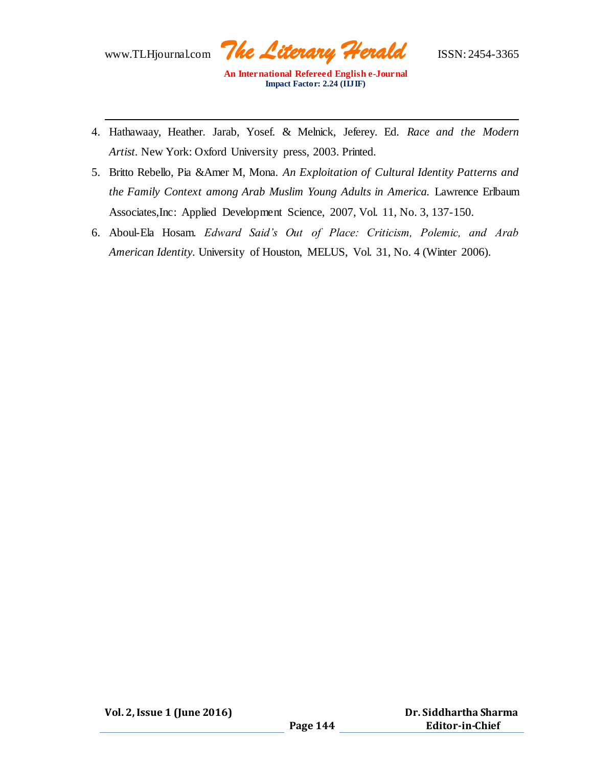4. Hathawaay, Heather. Jarab, Yosef. & Melnick, Jeferey. Ed. *Race and the Modern Artist*. New York: Oxford University press, 2003. Printed.
5. Britto Rebello, Pia &Amer M, Mona. *An Exploitation of Cultural Identity Patterns and the Family Context among Arab Muslim Young Adults in America.* Lawrence Erlbaum Associates,Inc: Applied Development Science, 2007, Vol. 11, No. 3, 137-150.
6. Aboul-Ela Hosam. *Edward Said's Out of Place: Criticism, Polemic, and Arab American Identity*. University of Houston, MELUS, Vol. 31, No. 4 (Winter 2006).